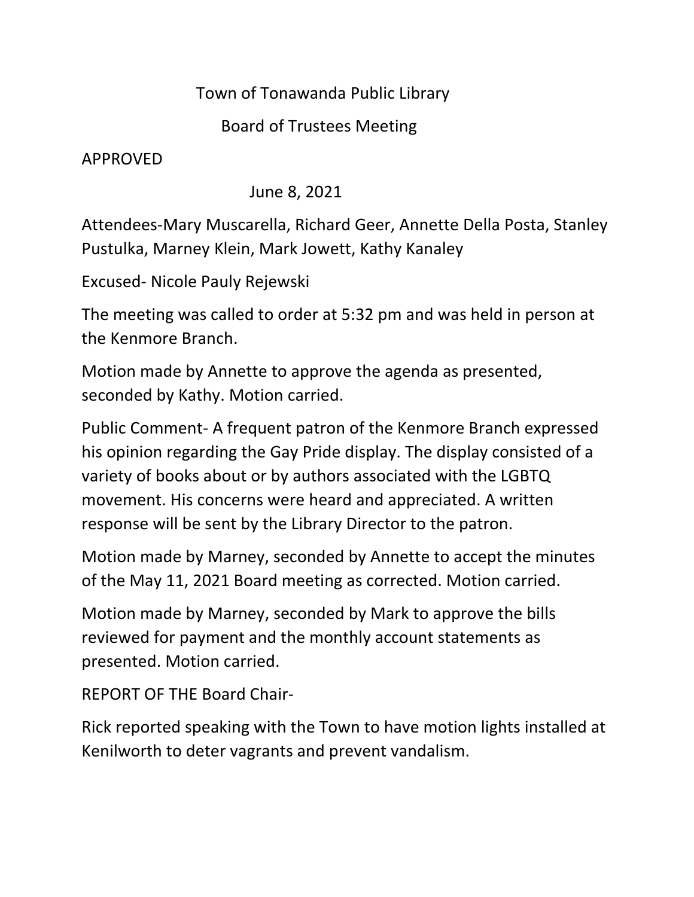# Town of Tonawanda Public Library

## Board of Trustees Meeting

APPROVED

June 8, 2021

Attendees-Mary Muscarella, Richard Geer, Annette Della Posta, Stanley Pustulka, Marney Klein, Mark Jowett, Kathy Kanaley

Excused- Nicole Pauly Rejewski

The meeting was called to order at 5:32 pm and was held in person at the Kenmore Branch.

Motion made by Annette to approve the agenda as presented, seconded by Kathy. Motion carried.

Public Comment- A frequent patron of the Kenmore Branch expressed his opinion regarding the Gay Pride display. The display consisted of a variety of books about or by authors associated with the LGBTQ movement. His concerns were heard and appreciated. A written response will be sent by the Library Director to the patron.

Motion made by Marney, seconded by Annette to accept the minutes of the May 11, 2021 Board meeting as corrected. Motion carried.

Motion made by Marney, seconded by Mark to approve the bills reviewed for payment and the monthly account statements as presented. Motion carried.

REPORT OF THE Board Chair-

Rick reported speaking with the Town to have motion lights installed at Kenilworth to deter vagrants and prevent vandalism.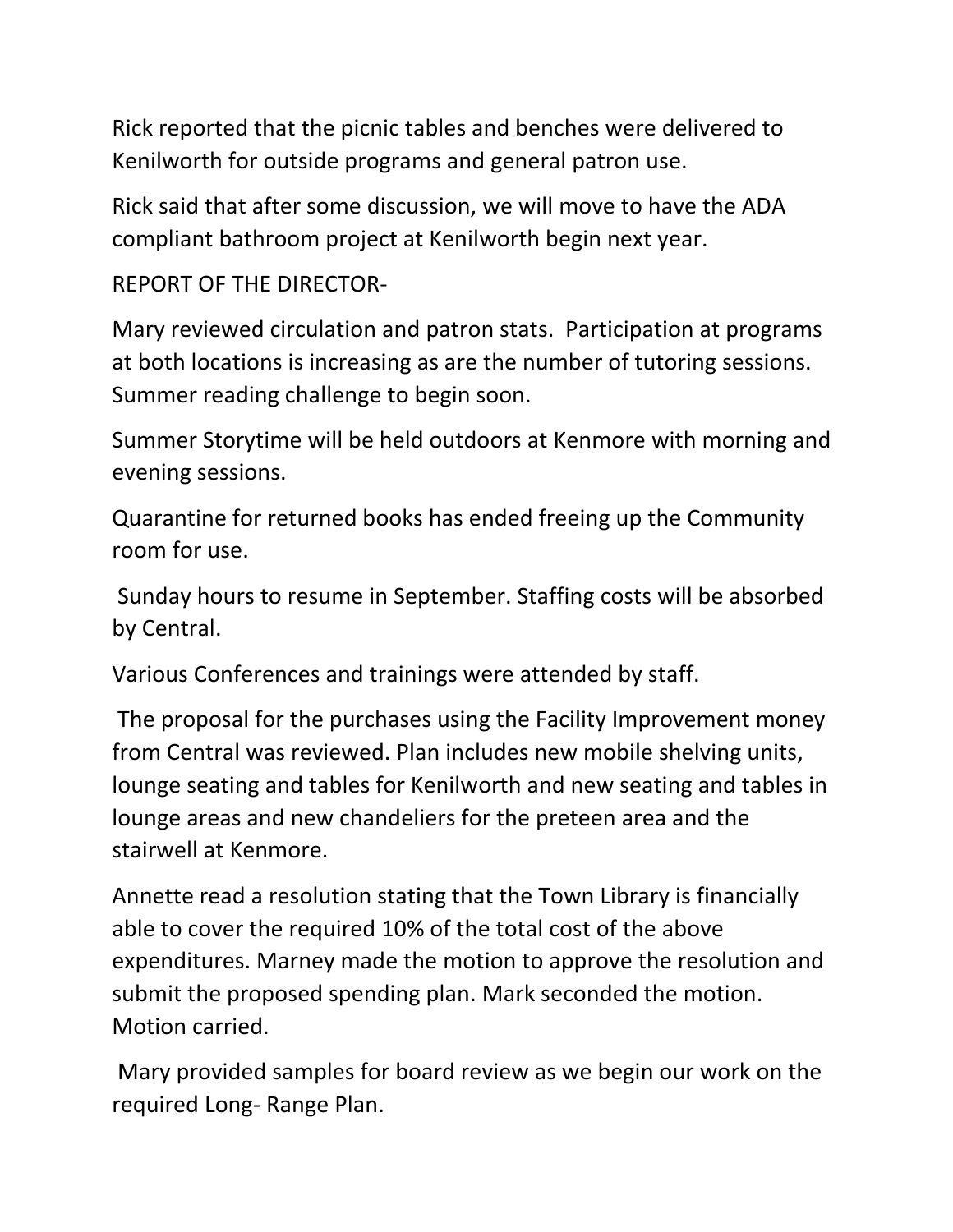Rick reported that the picnic tables and benches were delivered to Kenilworth for outside programs and general patron use.

Rick said that after some discussion, we will move to have the ADA compliant bathroom project at Kenilworth begin next year.

REPORT OF THE DIRECTOR-

Mary reviewed circulation and patron stats. Participation at programs at both locations is increasing as are the number of tutoring sessions. Summer reading challenge to begin soon.

Summer Storytime will be held outdoors at Kenmore with morning and evening sessions.

Quarantine for returned books has ended freeing up the Community room for use.

Sunday hours to resume in September. Staffing costs will be absorbed by Central.

Various Conferences and trainings were attended by staff.

The proposal for the purchases using the Facility Improvement money from Central was reviewed. Plan includes new mobile shelving units, lounge seating and tables for Kenilworth and new seating and tables in lounge areas and new chandeliers for the preteen area and the stairwell at Kenmore.

Annette read a resolution stating that the Town Library is financially able to cover the required 10% of the total cost of the above expenditures. Marney made the motion to approve the resolution and submit the proposed spending plan. Mark seconded the motion. Motion carried.

Mary provided samples for board review as we begin our work on the required Long- Range Plan.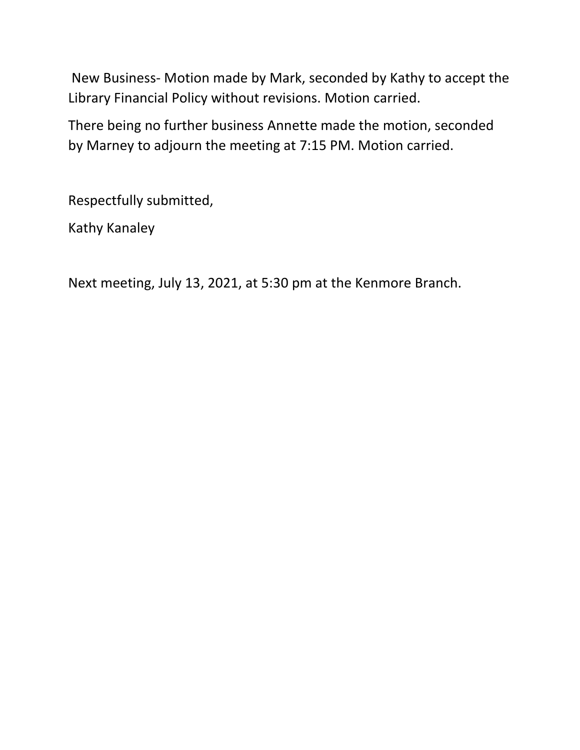New Business- Motion made by Mark, seconded by Kathy to accept the Library Financial Policy without revisions. Motion carried.

There being no further business Annette made the motion, seconded by Marney to adjourn the meeting at 7:15 PM. Motion carried.

Respectfully submitted,

Kathy Kanaley

Next meeting, July 13, 2021, at 5:30 pm at the Kenmore Branch.